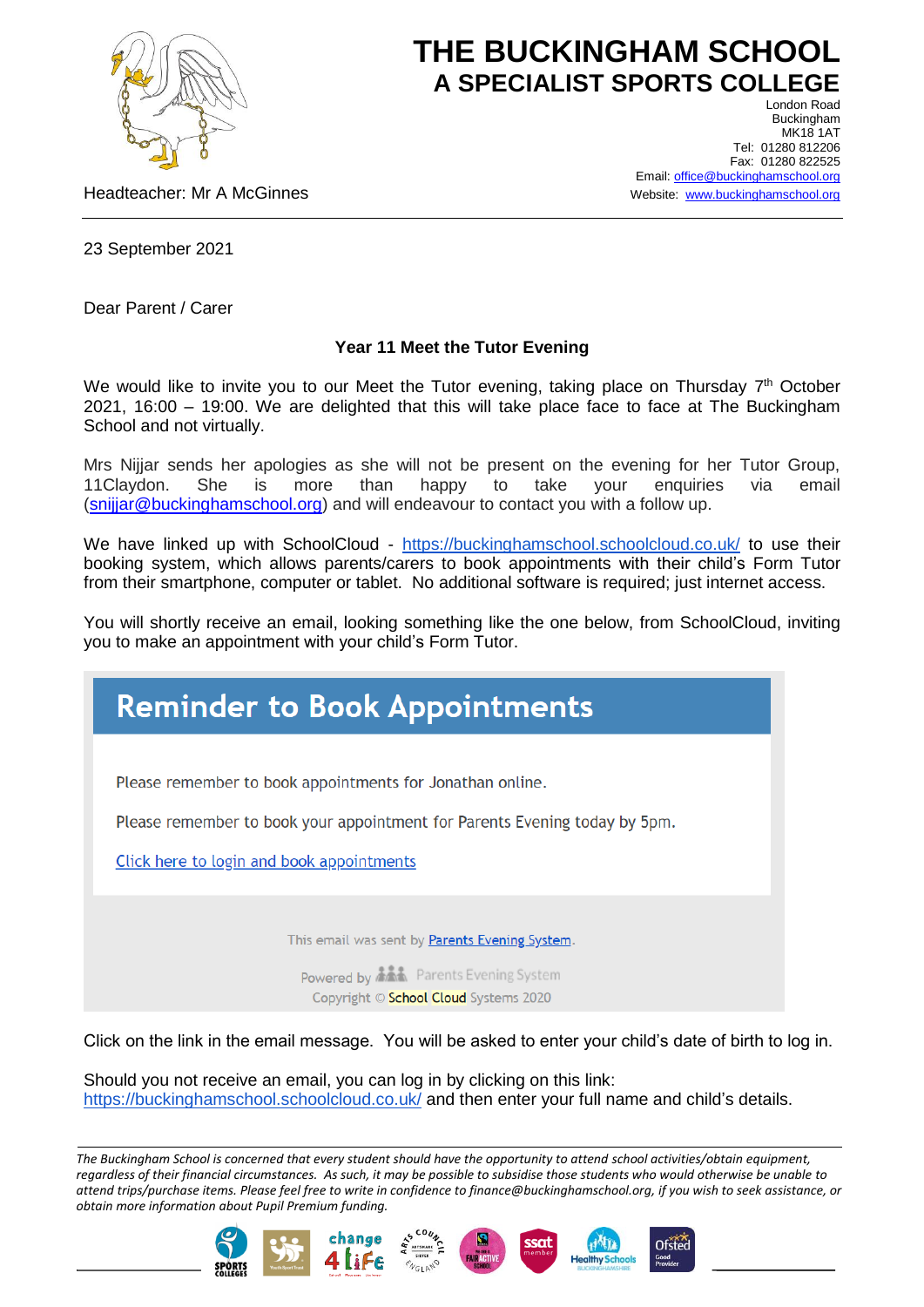# THE BUCKINGHAM SCHOOL
## A SPECIALIST SPORTS COLLEGE

London Road
Buckingham
MK18 1AT
Tel: 01280 812206
Fax: 01280 822525
Email: office@buckinghamschool.org
Website: www.buckinghamschool.org

Headteacher: Mr A McGinnes

23 September 2021

Dear Parent / Carer

**Year 11 Meet the Tutor Evening**

We would like to invite you to our Meet the Tutor evening, taking place on Thursday 7th October 2021, 16:00 – 19:00. We are delighted that this will take place face to face at The Buckingham School and not virtually.

Mrs Nijjar sends her apologies as she will not be present on the evening for her Tutor Group, 11Claydon. She is more than happy to take your enquiries via email (snijjar@buckinghamschool.org) and will endeavour to contact you with a follow up.

We have linked up with SchoolCloud - https://buckinghamschool.schoolcloud.co.uk/ to use their booking system, which allows parents/carers to book appointments with their child's Form Tutor from their smartphone, computer or tablet. No additional software is required; just internet access.

You will shortly receive an email, looking something like the one below, from SchoolCloud, inviting you to make an appointment with your child's Form Tutor.

> **Reminder to Book Appointments**
>
> Please remember to book appointments for Jonathan online.
>
> Please remember to book your appointment for Parents Evening today by 5pm.
>
> Click here to login and book appointments
>
> This email was sent by Parents Evening System.
>
> Powered by Parents Evening System
>
> Copyright © School Cloud Systems 2020

Click on the link in the email message. You will be asked to enter your child's date of birth to log in.

Should you not receive an email, you can log in by clicking on this link: https://buckinghamschool.schoolcloud.co.uk/ and then enter your full name and child's details.

*The Buckingham School is concerned that every student should have the opportunity to attend school activities/obtain equipment, regardless of their financial circumstances. As such, it may be possible to subsidise those students who would otherwise be unable to attend trips/purchase items. Please feel free to write in confidence to finance@buckinghamschool.org, if you wish to seek assistance, or obtain more information about Pupil Premium funding.*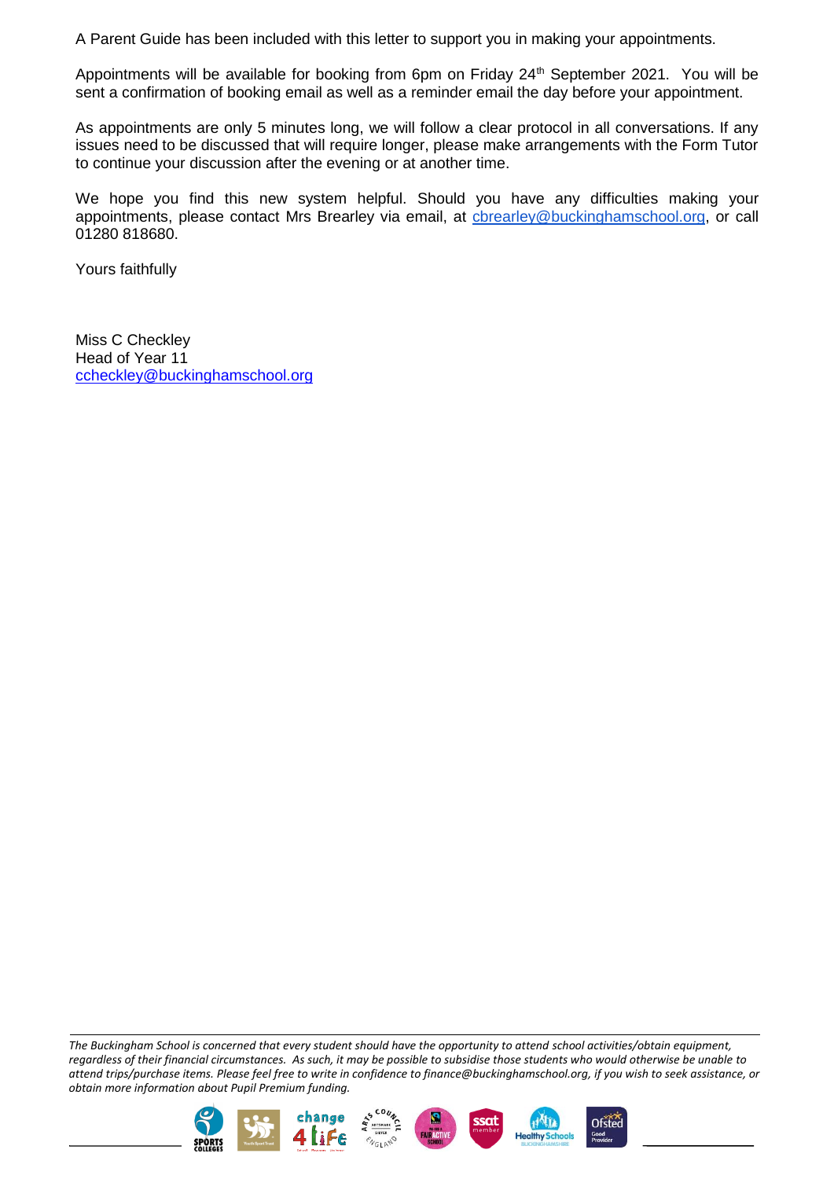A Parent Guide has been included with this letter to support you in making your appointments.

Appointments will be available for booking from 6pm on Friday 24th September 2021. You will be sent a confirmation of booking email as well as a reminder email the day before your appointment.

As appointments are only 5 minutes long, we will follow a clear protocol in all conversations. If any issues need to be discussed that will require longer, please make arrangements with the Form Tutor to continue your discussion after the evening or at another time.

We hope you find this new system helpful. Should you have any difficulties making your appointments, please contact Mrs Brearley via email, at cbrearley@buckinghamschool.org, or call 01280 818680.

Yours faithfully

Miss C Checkley
Head of Year 11
ccheckley@buckinghamschool.org

*The Buckingham School is concerned that every student should have the opportunity to attend school activities/obtain equipment, regardless of their financial circumstances. As such, it may be possible to subsidise those students who would otherwise be unable to attend trips/purchase items. Please feel free to write in confidence to finance@buckinghamschool.org, if you wish to seek assistance, or obtain more information about Pupil Premium funding.*